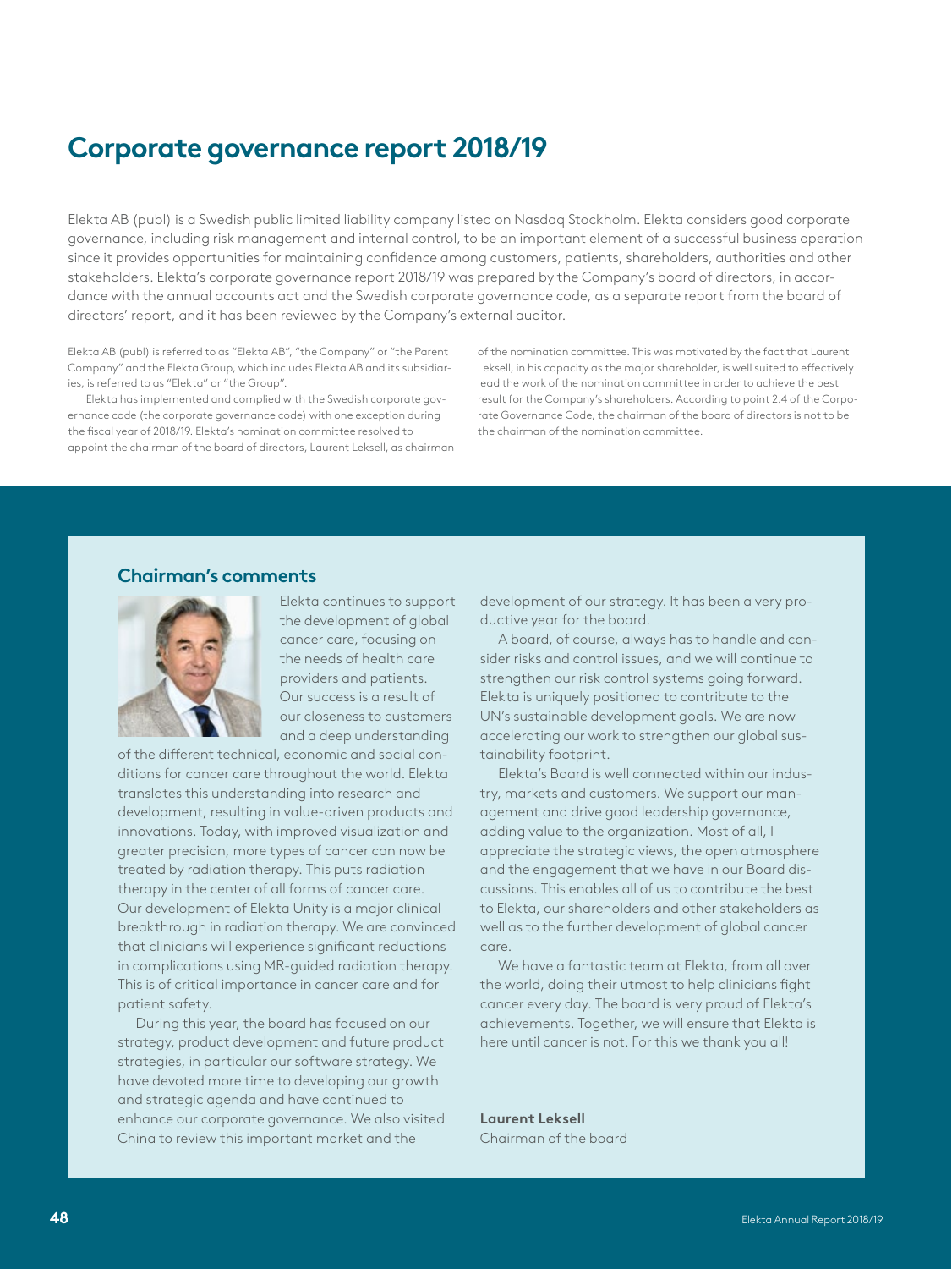# Corporate governance report 2018/19

Elekta AB (publ) is a Swedish public limited liability company listed on Nasdaq Stockholm. Elekta considers good corporate governance, including risk management and internal control, to be an important element of a successful business operation since it provides opportunities for maintaining confidence among customers, patients, shareholders, authorities and other stakeholders. Elekta's corporate governance report 2018/19 was prepared by the Company's board of directors, in accordance with the annual accounts act and the Swedish corporate governance code, as a separate report from the board of directors' report, and it has been reviewed by the Company's external auditor.

Elekta AB (publ) is referred to as "Elekta AB", "the Company" or "the Parent Company" and the Elekta Group, which includes Elekta AB and its subsidiaries, is referred to as "Elekta" or "the Group".

Elekta has implemented and complied with the Swedish corporate governance code (the corporate governance code) with one exception during the fiscal year of 2018/19. Elekta's nomination committee resolved to appoint the chairman of the board of directors, Laurent Leksell, as chairman of the nomination committee. This was motivated by the fact that Laurent Leksell, in his capacity as the major shareholder, is well suited to effectively lead the work of the nomination committee in order to achieve the best result for the Company's shareholders. According to point 2.4 of the Corporate Governance Code, the chairman of the board of directors is not to be the chairman of the nomination committee.

## Chairman's comments

Elekta continues to support the development of global cancer care, focusing on the needs of health care providers and patients. Our success is a result of our closeness to customers and a deep understanding of the different technical, economic and social conditions for cancer care throughout the world. Elekta translates this understanding into research and development, resulting in value-driven products and innovations. Today, with improved visualization and greater precision, more types of cancer can now be treated by radiation therapy. This puts radiation therapy in the center of all forms of cancer care. Our development of Elekta Unity is a major clinical breakthrough in radiation therapy. We are convinced that clinicians will experience significant reductions in complications using MR-guided radiation therapy. This is of critical importance in cancer care and for patient safety.

During this year, the board has focused on our strategy, product development and future product strategies, in particular our software strategy. We have devoted more time to developing our growth and strategic agenda and have continued to enhance our corporate governance. We also visited China to review this important market and the development of our strategy. It has been a very productive year for the board.

A board, of course, always has to handle and consider risks and control issues, and we will continue to strengthen our risk control systems going forward. Elekta is uniquely positioned to contribute to the UN's sustainable development goals. We are now accelerating our work to strengthen our global sustainability footprint.

Elekta's Board is well connected within our industry, markets and customers. We support our management and drive good leadership governance, adding value to the organization. Most of all, I appreciate the strategic views, the open atmosphere and the engagement that we have in our Board discussions. This enables all of us to contribute the best to Elekta, our shareholders and other stakeholders as well as to the further development of global cancer care.

We have a fantastic team at Elekta, from all over the world, doing their utmost to help clinicians fight cancer every day. The board is very proud of Elekta's achievements. Together, we will ensure that Elekta is here until cancer is not. For this we thank you all!

**Laurent Leksell**
Chairman of the board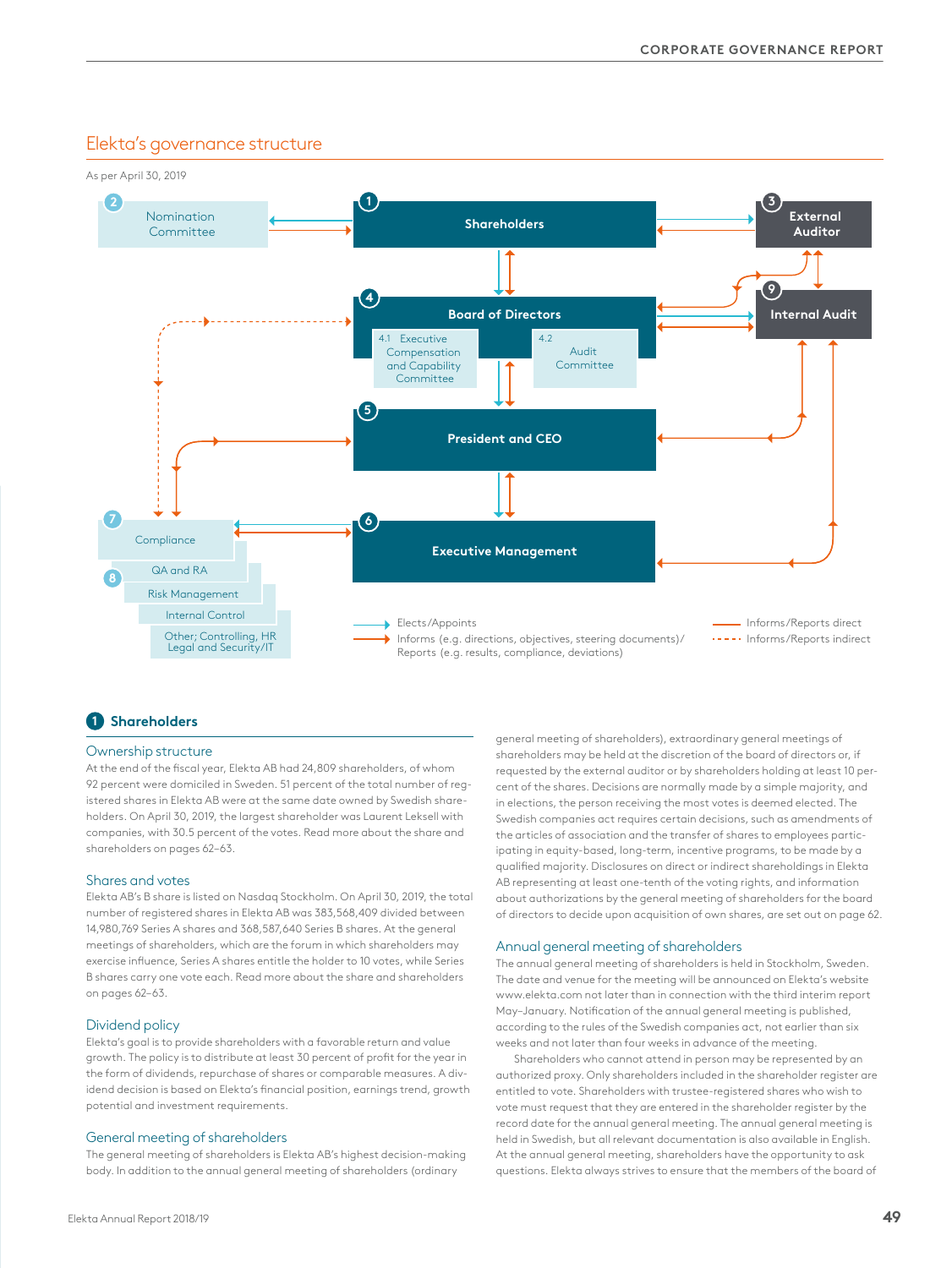## Elekta's governance structure

As per April 30, 2019

2 Nomination Committee

1 Shareholders

3 External Auditor

4 Board of Directors

4.1 Executive Compensation and Capability Committee

4.2 Audit Committee

9 Internal Audit

5 President and CEO

6 Executive Management

7 Compliance

8 QA and RA

Risk Management

Internal Control

Other; Controlling, HR Legal and Security/IT

Elects/Appoints

Informs (e.g. directions, objectives, steering documents)/ Reports (e.g. results, compliance, deviations)

Informs/Reports direct

Informs/Reports indirect

## 1 Shareholders

### Ownership structure

At the end of the fiscal year, Elekta AB had 24,809 shareholders, of whom 92 percent were domiciled in Sweden. 51 percent of the total number of registered shares in Elekta AB were at the same date owned by Swedish shareholders. On April 30, 2019, the largest shareholder was Laurent Leksell with companies, with 30.5 percent of the votes. Read more about the share and shareholders on pages 62–63.

### Shares and votes

Elekta AB's B share is listed on Nasdaq Stockholm. On April 30, 2019, the total number of registered shares in Elekta AB was 383,568,409 divided between 14,980,769 Series A shares and 368,587,640 Series B shares. At the general meetings of shareholders, which are the forum in which shareholders may exercise influence, Series A shares entitle the holder to 10 votes, while Series B shares carry one vote each. Read more about the share and shareholders on pages 62–63.

### Dividend policy

Elekta's goal is to provide shareholders with a favorable return and value growth. The policy is to distribute at least 30 percent of profit for the year in the form of dividends, repurchase of shares or comparable measures. A dividend decision is based on Elekta's financial position, earnings trend, growth potential and investment requirements.

### General meeting of shareholders

The general meeting of shareholders is Elekta AB's highest decision-making body. In addition to the annual general meeting of shareholders (ordinary general meeting of shareholders), extraordinary general meetings of shareholders may be held at the discretion of the board of directors or, if requested by the external auditor or by shareholders holding at least 10 percent of the shares. Decisions are normally made by a simple majority, and in elections, the person receiving the most votes is deemed elected. The Swedish companies act requires certain decisions, such as amendments of the articles of association and the transfer of shares to employees participating in equity-based, long-term, incentive programs, to be made by a qualified majority. Disclosures on direct or indirect shareholdings in Elekta AB representing at least one-tenth of the voting rights, and information about authorizations by the general meeting of shareholders for the board of directors to decide upon acquisition of own shares, are set out on page 62.

### Annual general meeting of shareholders

The annual general meeting of shareholders is held in Stockholm, Sweden. The date and venue for the meeting will be announced on Elekta's website www.elekta.com not later than in connection with the third interim report May–January. Notification of the annual general meeting is published, according to the rules of the Swedish companies act, not earlier than six weeks and not later than four weeks in advance of the meeting.

Shareholders who cannot attend in person may be represented by an authorized proxy. Only shareholders included in the shareholder register are entitled to vote. Shareholders with trustee-registered shares who wish to vote must request that they are entered in the shareholder register by the record date for the annual general meeting. The annual general meeting is held in Swedish, but all relevant documentation is also available in English. At the annual general meeting, shareholders have the opportunity to ask questions. Elekta always strives to ensure that the members of the board of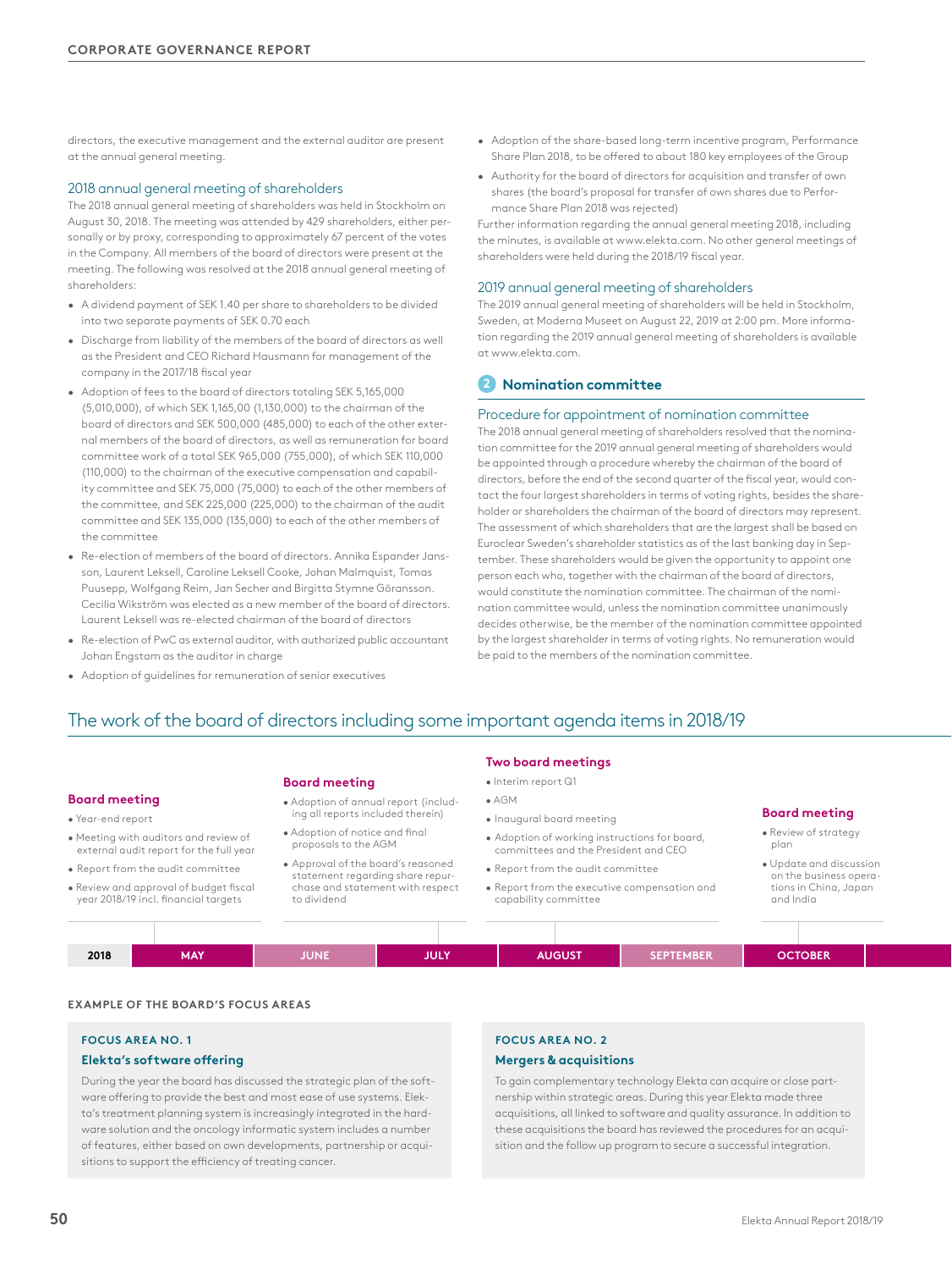directors, the executive management and the external auditor are present at the annual general meeting.

### 2018 annual general meeting of shareholders

The 2018 annual general meeting of shareholders was held in Stockholm on August 30, 2018. The meeting was attended by 429 shareholders, either personally or by proxy, corresponding to approximately 67 percent of the votes in the Company. All members of the board of directors were present at the meeting. The following was resolved at the 2018 annual general meeting of shareholders:

- A dividend payment of SEK 1.40 per share to shareholders to be divided into two separate payments of SEK 0.70 each
- Discharge from liability of the members of the board of directors as well as the President and CEO Richard Hausmann for management of the company in the 2017/18 fiscal year
- Adoption of fees to the board of directors totaling SEK 5,165,000 (5,010,000), of which SEK 1,165,00 (1,130,000) to the chairman of the board of directors and SEK 500,000 (485,000) to each of the other external members of the board of directors, as well as remuneration for board committee work of a total SEK 965,000 (755,000), of which SEK 110,000 (110,000) to the chairman of the executive compensation and capability committee and SEK 75,000 (75,000) to each of the other members of the committee, and SEK 225,000 (225,000) to the chairman of the audit committee and SEK 135,000 (135,000) to each of the other members of the committee
- Re-election of members of the board of directors. Annika Espander Jansson, Laurent Leksell, Caroline Leksell Cooke, Johan Malmquist, Tomas Puusepp, Wolfgang Reim, Jan Secher and Birgitta Stymne Göransson. Cecilia Wikström was elected as a new member of the board of directors. Laurent Leksell was re-elected chairman of the board of directors
- Re-election of PwC as external auditor, with authorized public accountant Johan Engstam as the auditor in charge
- Adoption of guidelines for remuneration of senior executives
- Adoption of the share-based long-term incentive program, Performance Share Plan 2018, to be offered to about 180 key employees of the Group
- Authority for the board of directors for acquisition and transfer of own shares (the board's proposal for transfer of own shares due to Performance Share Plan 2018 was rejected)

Further information regarding the annual general meeting 2018, including the minutes, is available at www.elekta.com. No other general meetings of shareholders were held during the 2018/19 fiscal year.

### 2019 annual general meeting of shareholders

The 2019 annual general meeting of shareholders will be held in Stockholm, Sweden, at Moderna Museet on August 22, 2019 at 2:00 pm. More information regarding the 2019 annual general meeting of shareholders is available at www.elekta.com.

## 2 Nomination committee

### Procedure for appointment of nomination committee

The 2018 annual general meeting of shareholders resolved that the nomination committee for the 2019 annual general meeting of shareholders would be appointed through a procedure whereby the chairman of the board of directors, before the end of the second quarter of the fiscal year, would contact the four largest shareholders in terms of voting rights, besides the shareholder or shareholders the chairman of the board of directors may represent. The assessment of which shareholders that are the largest shall be based on Euroclear Sweden's shareholder statistics as of the last banking day in September. These shareholders would be given the opportunity to appoint one person each who, together with the chairman of the board of directors, would constitute the nomination committee. The chairman of the nomination committee would, unless the nomination committee unanimously decides otherwise, be the member of the nomination committee appointed by the largest shareholder in terms of voting rights. No remuneration would be paid to the members of the nomination committee.

## The work of the board of directors including some important agenda items in 2018/19

**Board meeting**
- Year-end report
- Meeting with auditors and review of external audit report for the full year
- Report from the audit committee
- Review and approval of budget fiscal year 2018/19 incl. financial targets

**Board meeting**
- Adoption of annual report (including all reports included therein)
- Adoption of notice and final proposals to the AGM
- Approval of the board's reasoned statement regarding share repurchase and statement with respect to dividend

**Two board meetings**
- Interim report Q1
- AGM
- Inaugural board meeting
- Adoption of working instructions for board, committees and the President and CEO
- Report from the audit committee
- Report from the executive compensation and capability committee

**Board meeting**
- Review of strategy plan
- Update and discussion on the business operations in China, Japan and India

2018 | MAY | JUNE | JULY | AUGUST | SEPTEMBER | OCTOBER

**EXAMPLE OF THE BOARD'S FOCUS AREAS**

**FOCUS AREA NO. 1**

**Elekta's software offering**

During the year the board has discussed the strategic plan of the software offering to provide the best and most ease of use systems. Elekta's treatment planning system is increasingly integrated in the hardware solution and the oncology informatic system includes a number of features, either based on own developments, partnership or acquisitions to support the efficiency of treating cancer.

**FOCUS AREA NO. 2**

**Mergers & acquisitions**

To gain complementary technology Elekta can acquire or close partnership within strategic areas. During this year Elekta made three acquisitions, all linked to software and quality assurance. In addition to these acquisitions the board has reviewed the procedures for an acquisition and the follow up program to secure a successful integration.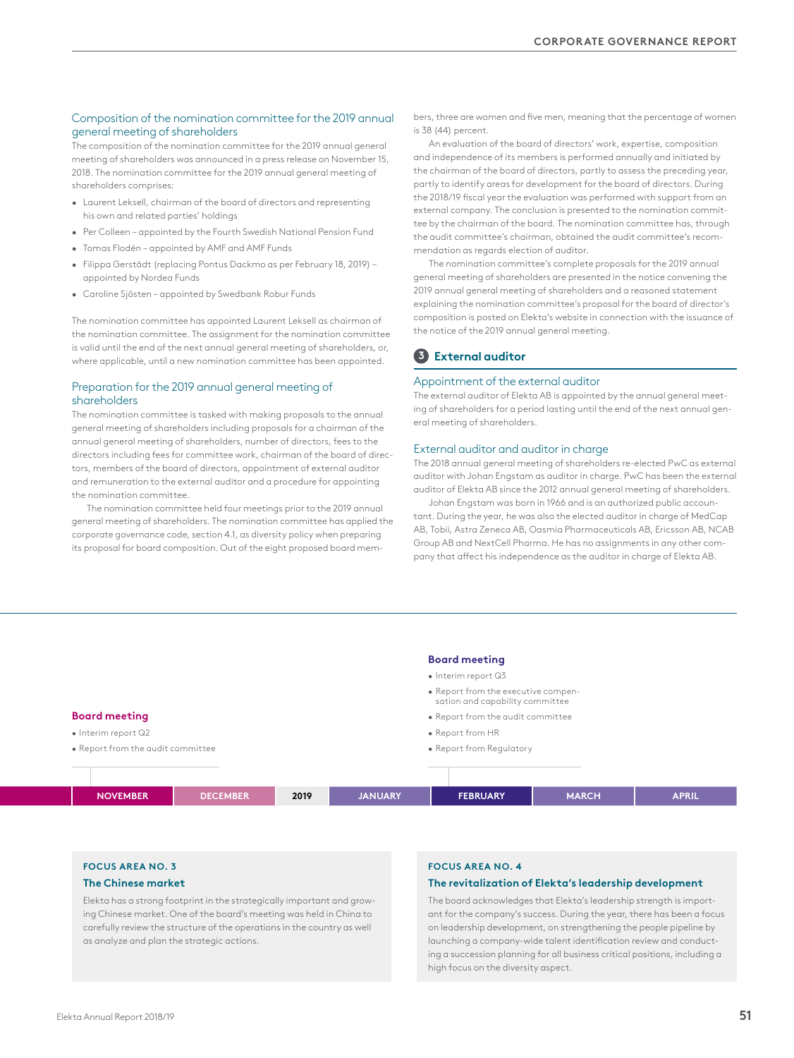### Composition of the nomination committee for the 2019 annual general meeting of shareholders

The composition of the nomination committee for the 2019 annual general meeting of shareholders was announced in a press release on November 15, 2018. The nomination committee for the 2019 annual general meeting of shareholders comprises:

- Laurent Leksell, chairman of the board of directors and representing his own and related parties' holdings
- Per Colleen – appointed by the Fourth Swedish National Pension Fund
- Tomas Flodén – appointed by AMF and AMF Funds
- Filippa Gerstädt (replacing Pontus Dackmo as per February 18, 2019) – appointed by Nordea Funds
- Caroline Sjösten – appointed by Swedbank Robur Funds

The nomination committee has appointed Laurent Leksell as chairman of the nomination committee. The assignment for the nomination committee is valid until the end of the next annual general meeting of shareholders, or, where applicable, until a new nomination committee has been appointed.

### Preparation for the 2019 annual general meeting of shareholders

The nomination committee is tasked with making proposals to the annual general meeting of shareholders including proposals for a chairman of the annual general meeting of shareholders, number of directors, fees to the directors including fees for committee work, chairman of the board of directors, members of the board of directors, appointment of external auditor and remuneration to the external auditor and a procedure for appointing the nomination committee.

The nomination committee held four meetings prior to the 2019 annual general meeting of shareholders. The nomination committee has applied the corporate governance code, section 4.1, as diversity policy when preparing its proposal for board composition. Out of the eight proposed board members, three are women and five men, meaning that the percentage of women is 38 (44) percent.

An evaluation of the board of directors' work, expertise, composition and independence of its members is performed annually and initiated by the chairman of the board of directors, partly to assess the preceding year, partly to identify areas for development for the board of directors. During the 2018/19 fiscal year the evaluation was performed with support from an external company. The conclusion is presented to the nomination committee by the chairman of the board. The nomination committee has, through the audit committee's chairman, obtained the audit committee's recommendation as regards election of auditor.

The nomination committee's complete proposals for the 2019 annual general meeting of shareholders are presented in the notice convening the 2019 annual general meeting of shareholders and a reasoned statement explaining the nomination committee's proposal for the board of director's composition is posted on Elekta's website in connection with the issuance of the notice of the 2019 annual general meeting.

## 3 External auditor

### Appointment of the external auditor

The external auditor of Elekta AB is appointed by the annual general meeting of shareholders for a period lasting until the end of the next annual general meeting of shareholders.

### External auditor and auditor in charge

The 2018 annual general meeting of shareholders re-elected PwC as external auditor with Johan Engstam as auditor in charge. PwC has been the external auditor of Elekta AB since the 2012 annual general meeting of shareholders.

Johan Engstam was born in 1966 and is an authorized public accountant. During the year, he was also the elected auditor in charge of MedCap AB, Tobii, Astra Zeneca AB, Oasmia Pharmaceuticals AB, Ericsson AB, NCAB Group AB and NextCell Pharma. He has no assignments in any other company that affect his independence as the auditor in charge of Elekta AB.

**Board meeting**
- Interim report Q2
- Report from the audit committee

**Board meeting**
- Interim report Q3
- Report from the executive compensation and capability committee
- Report from the audit committee
- Report from HR
- Report from Regulatory

NOVEMBER | DECEMBER | 2019 | JANUARY | FEBRUARY | MARCH | APRIL

**FOCUS AREA NO. 3**

**The Chinese market**

Elekta has a strong footprint in the strategically important and growing Chinese market. One of the board's meeting was held in China to carefully review the structure of the operations in the country as well as analyze and plan the strategic actions.

**FOCUS AREA NO. 4**

**The revitalization of Elekta's leadership development**

The board acknowledges that Elekta's leadership strength is important for the company's success. During the year, there has been a focus on leadership development, on strengthening the people pipeline by launching a company-wide talent identification review and conducting a succession planning for all business critical positions, including a high focus on the diversity aspect.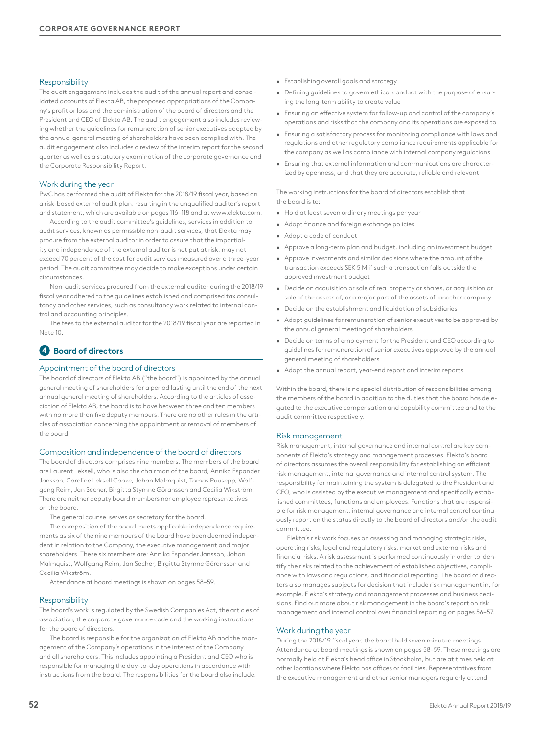### Responsibility

The audit engagement includes the audit of the annual report and consolidated accounts of Elekta AB, the proposed appropriations of the Company's profit or loss and the administration of the board of directors and the President and CEO of Elekta AB. The audit engagement also includes reviewing whether the guidelines for remuneration of senior executives adopted by the annual general meeting of shareholders have been complied with. The audit engagement also includes a review of the interim report for the second quarter as well as a statutory examination of the corporate governance and the Corporate Responsibility Report.

### Work during the year

PwC has performed the audit of Elekta for the 2018/19 fiscal year, based on a risk-based external audit plan, resulting in the unqualified auditor's report and statement, which are available on pages 116–118 and at www.elekta.com.

According to the audit committee's guidelines, services in addition to audit services, known as permissible non-audit services, that Elekta may procure from the external auditor in order to assure that the impartiality and independence of the external auditor is not put at risk, may not exceed 70 percent of the cost for audit services measured over a three-year period. The audit committee may decide to make exceptions under certain circumstances.

Non-audit services procured from the external auditor during the 2018/19 fiscal year adhered to the guidelines established and comprised tax consultancy and other services, such as consultancy work related to internal control and accounting principles.

The fees to the external auditor for the 2018/19 fiscal year are reported in Note 10.

## 4 Board of directors

### Appointment of the board of directors

The board of directors of Elekta AB ("the board") is appointed by the annual general meeting of shareholders for a period lasting until the end of the next annual general meeting of shareholders. According to the articles of association of Elekta AB, the board is to have between three and ten members with no more than five deputy members. There are no other rules in the articles of association concerning the appointment or removal of members of the board.

### Composition and independence of the board of directors

The board of directors comprises nine members. The members of the board are Laurent Leksell, who is also the chairman of the board, Annika Espander Jansson, Caroline Leksell Cooke, Johan Malmquist, Tomas Puusepp, Wolfgang Reim, Jan Secher, Birgitta Stymne Göransson and Cecilia Wikström. There are neither deputy board members nor employee representatives on the board.

The general counsel serves as secretary for the board.

The composition of the board meets applicable independence requirements as six of the nine members of the board have been deemed independent in relation to the Company, the executive management and major shareholders. These six members are: Annika Espander Jansson, Johan Malmquist, Wolfgang Reim, Jan Secher, Birgitta Stymne Göransson and Cecilia Wikström.

Attendance at board meetings is shown on pages 58–59.

### Responsibility

The board's work is regulated by the Swedish Companies Act, the articles of association, the corporate governance code and the working instructions for the board of directors.

The board is responsible for the organization of Elekta AB and the management of the Company's operations in the interest of the Company and all shareholders. This includes appointing a President and CEO who is responsible for managing the day-to-day operations in accordance with instructions from the board. The responsibilities for the board also include:

- Establishing overall goals and strategy
- Defining guidelines to govern ethical conduct with the purpose of ensuring the long-term ability to create value
- Ensuring an effective system for follow-up and control of the company's operations and risks that the company and its operations are exposed to
- Ensuring a satisfactory process for monitoring compliance with laws and regulations and other regulatory compliance requirements applicable for the company as well as compliance with internal company regulations
- Ensuring that external information and communications are characterized by openness, and that they are accurate, reliable and relevant

The working instructions for the board of directors establish that the board is to:

- Hold at least seven ordinary meetings per year
- Adopt finance and foreign exchange policies
- Adopt a code of conduct
- Approve a long-term plan and budget, including an investment budget
- Approve investments and similar decisions where the amount of the transaction exceeds SEK 5 M if such a transaction falls outside the approved investment budget
- Decide on acquisition or sale of real property or shares, or acquisition or sale of the assets of, or a major part of the assets of, another company
- Decide on the establishment and liquidation of subsidiaries
- Adopt guidelines for remuneration of senior executives to be approved by the annual general meeting of shareholders
- Decide on terms of employment for the President and CEO according to guidelines for remuneration of senior executives approved by the annual general meeting of shareholders
- Adopt the annual report, year-end report and interim reports

Within the board, there is no special distribution of responsibilities among the members of the board in addition to the duties that the board has delegated to the executive compensation and capability committee and to the audit committee respectively.

### Risk management

Risk management, internal governance and internal control are key components of Elekta's strategy and management processes. Elekta's board of directors assumes the overall responsibility for establishing an efficient risk management, internal governance and internal control system. The responsibility for maintaining the system is delegated to the President and CEO, who is assisted by the executive management and specifically established committees, functions and employees. Functions that are responsible for risk management, internal governance and internal control continuously report on the status directly to the board of directors and/or the audit committee.

Elekta's risk work focuses on assessing and managing strategic risks, operating risks, legal and regulatory risks, market and external risks and financial risks. A risk assessment is performed continuously in order to identify the risks related to the achievement of established objectives, compliance with laws and regulations, and financial reporting. The board of directors also manages subjects for decision that include risk management in, for example, Elekta's strategy and management processes and business decisions. Find out more about risk management in the board's report on risk management and internal control over financial reporting on pages 56–57.

### Work during the year

During the 2018/19 fiscal year, the board held seven minuted meetings. Attendance at board meetings is shown on pages 58–59. These meetings are normally held at Elekta's head office in Stockholm, but are at times held at other locations where Elekta has offices or facilities. Representatives from the executive management and other senior managers regularly attend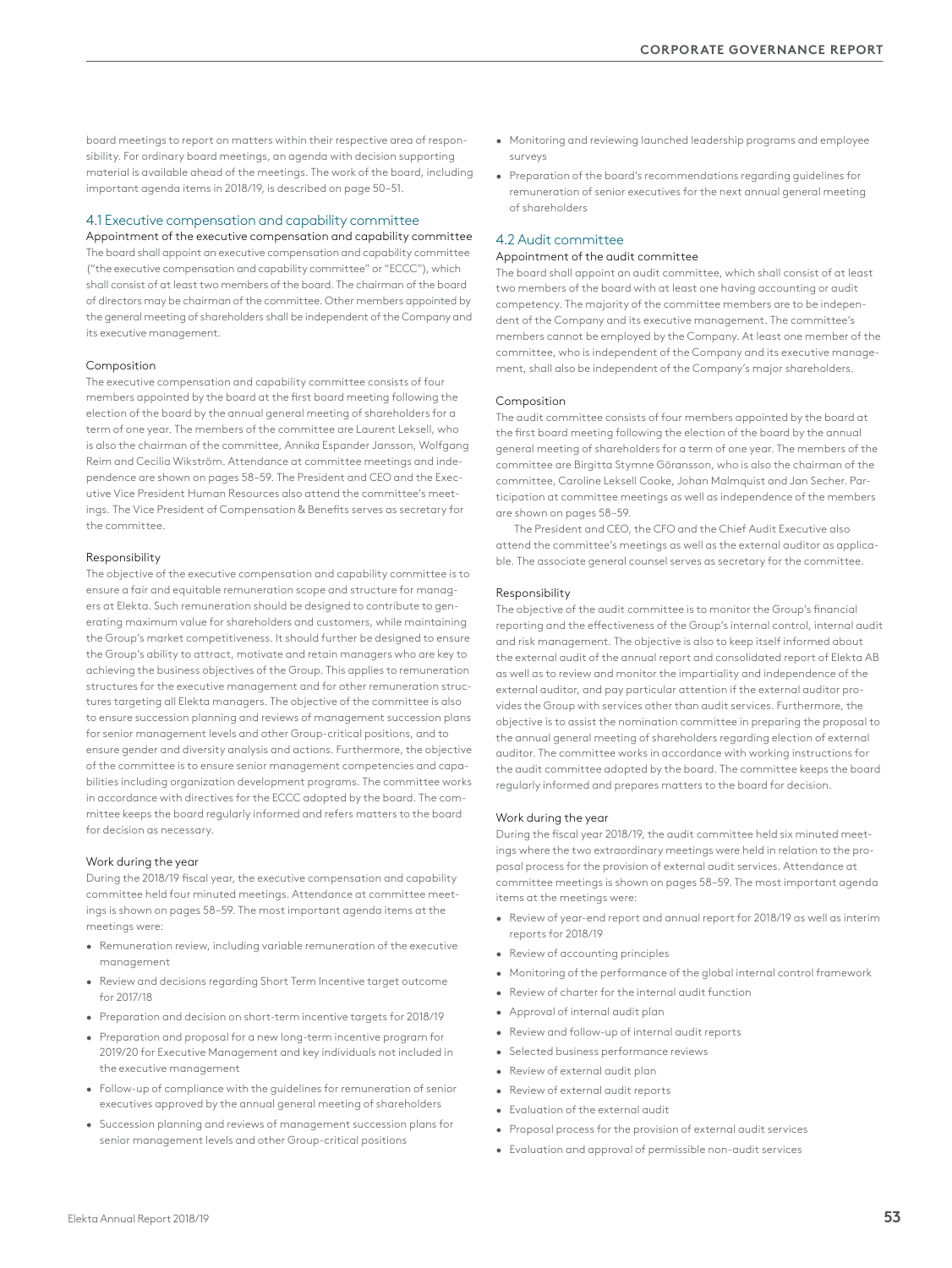board meetings to report on matters within their respective area of responsibility. For ordinary board meetings, an agenda with decision supporting material is available ahead of the meetings. The work of the board, including important agenda items in 2018/19, is described on page 50–51.

## 4.1 Executive compensation and capability committee

### Appointment of the executive compensation and capability committee

The board shall appoint an executive compensation and capability committee ("the executive compensation and capability committee" or "ECCC"), which shall consist of at least two members of the board. The chairman of the board of directors may be chairman of the committee. Other members appointed by the general meeting of shareholders shall be independent of the Company and its executive management.

### Composition

The executive compensation and capability committee consists of four members appointed by the board at the first board meeting following the election of the board by the annual general meeting of shareholders for a term of one year. The members of the committee are Laurent Leksell, who is also the chairman of the committee, Annika Espander Jansson, Wolfgang Reim and Cecilia Wikström. Attendance at committee meetings and independence are shown on pages 58–59. The President and CEO and the Executive Vice President Human Resources also attend the committee's meetings. The Vice President of Compensation & Benefits serves as secretary for the committee.

### Responsibility

The objective of the executive compensation and capability committee is to ensure a fair and equitable remuneration scope and structure for managers at Elekta. Such remuneration should be designed to contribute to generating maximum value for shareholders and customers, while maintaining the Group's market competitiveness. It should further be designed to ensure the Group's ability to attract, motivate and retain managers who are key to achieving the business objectives of the Group. This applies to remuneration structures for the executive management and for other remuneration structures targeting all Elekta managers. The objective of the committee is also to ensure succession planning and reviews of management succession plans for senior management levels and other Group-critical positions, and to ensure gender and diversity analysis and actions. Furthermore, the objective of the committee is to ensure senior management competencies and capabilities including organization development programs. The committee works in accordance with directives for the ECCC adopted by the board. The committee keeps the board regularly informed and refers matters to the board for decision as necessary.

### Work during the year

During the 2018/19 fiscal year, the executive compensation and capability committee held four minuted meetings. Attendance at committee meetings is shown on pages 58–59. The most important agenda items at the meetings were:

- Remuneration review, including variable remuneration of the executive management
- Review and decisions regarding Short Term Incentive target outcome for 2017/18
- Preparation and decision on short-term incentive targets for 2018/19
- Preparation and proposal for a new long-term incentive program for 2019/20 for Executive Management and key individuals not included in the executive management
- Follow-up of compliance with the guidelines for remuneration of senior executives approved by the annual general meeting of shareholders
- Succession planning and reviews of management succession plans for senior management levels and other Group-critical positions
- Monitoring and reviewing launched leadership programs and employee surveys
- Preparation of the board's recommendations regarding guidelines for remuneration of senior executives for the next annual general meeting of shareholders

## 4.2 Audit committee

### Appointment of the audit committee

The board shall appoint an audit committee, which shall consist of at least two members of the board with at least one having accounting or audit competency. The majority of the committee members are to be independent of the Company and its executive management. The committee's members cannot be employed by the Company. At least one member of the committee, who is independent of the Company and its executive management, shall also be independent of the Company's major shareholders.

### Composition

The audit committee consists of four members appointed by the board at the first board meeting following the election of the board by the annual general meeting of shareholders for a term of one year. The members of the committee are Birgitta Stymne Göransson, who is also the chairman of the committee, Caroline Leksell Cooke, Johan Malmquist and Jan Secher. Participation at committee meetings as well as independence of the members are shown on pages 58–59.

The President and CEO, the CFO and the Chief Audit Executive also attend the committee's meetings as well as the external auditor as applicable. The associate general counsel serves as secretary for the committee.

### Responsibility

The objective of the audit committee is to monitor the Group's financial reporting and the effectiveness of the Group's internal control, internal audit and risk management. The objective is also to keep itself informed about the external audit of the annual report and consolidated report of Elekta AB as well as to review and monitor the impartiality and independence of the external auditor, and pay particular attention if the external auditor provides the Group with services other than audit services. Furthermore, the objective is to assist the nomination committee in preparing the proposal to the annual general meeting of shareholders regarding election of external auditor. The committee works in accordance with working instructions for the audit committee adopted by the board. The committee keeps the board regularly informed and prepares matters to the board for decision.

### Work during the year

During the fiscal year 2018/19, the audit committee held six minuted meetings where the two extraordinary meetings were held in relation to the proposal process for the provision of external audit services. Attendance at committee meetings is shown on pages 58–59. The most important agenda items at the meetings were:

- Review of year-end report and annual report for 2018/19 as well as interim reports for 2018/19
- Review of accounting principles
- Monitoring of the performance of the global internal control framework
- Review of charter for the internal audit function
- Approval of internal audit plan
- Review and follow-up of internal audit reports
- Selected business performance reviews
- Review of external audit plan
- Review of external audit reports
- Evaluation of the external audit
- Proposal process for the provision of external audit services
- Evaluation and approval of permissible non-audit services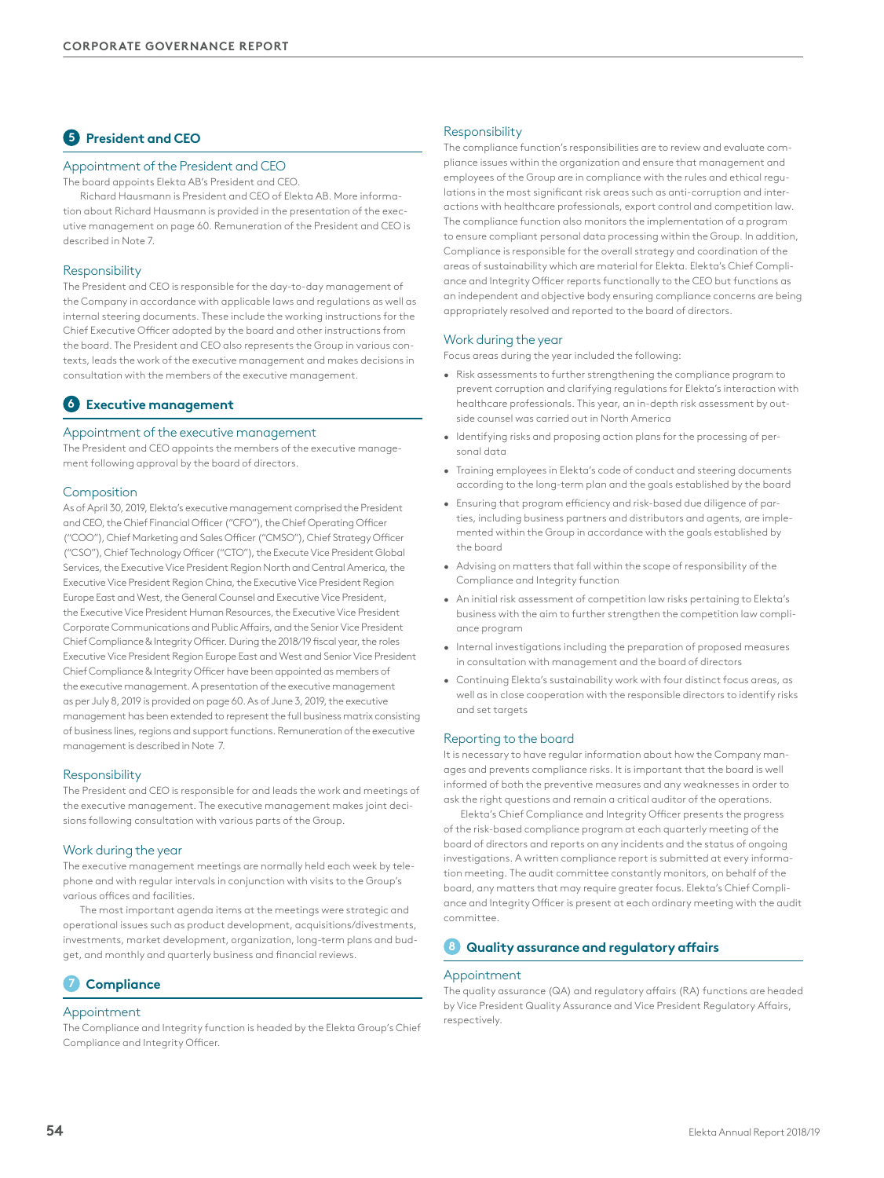## 5 President and CEO

### Appointment of the President and CEO

The board appoints Elekta AB's President and CEO.

Richard Hausmann is President and CEO of Elekta AB. More information about Richard Hausmann is provided in the presentation of the executive management on page 60. Remuneration of the President and CEO is described in Note 7.

### Responsibility

The President and CEO is responsible for the day-to-day management of the Company in accordance with applicable laws and regulations as well as internal steering documents. These include the working instructions for the Chief Executive Officer adopted by the board and other instructions from the board. The President and CEO also represents the Group in various contexts, leads the work of the executive management and makes decisions in consultation with the members of the executive management.

## 6 Executive management

### Appointment of the executive management

The President and CEO appoints the members of the executive management following approval by the board of directors.

### Composition

As of April 30, 2019, Elekta's executive management comprised the President and CEO, the Chief Financial Officer ("CFO"), the Chief Operating Officer ("COO"), Chief Marketing and Sales Officer ("CMSO"), Chief Strategy Officer ("CSO"), Chief Technology Officer ("CTO"), the Execute Vice President Global Services, the Executive Vice President Region North and Central America, the Executive Vice President Region China, the Executive Vice President Region Europe East and West, the General Counsel and Executive Vice President, the Executive Vice President Human Resources, the Executive Vice President Corporate Communications and Public Affairs, and the Senior Vice President Chief Compliance & Integrity Officer. During the 2018/19 fiscal year, the roles Executive Vice President Region Europe East and West and Senior Vice President Chief Compliance & Integrity Officer have been appointed as members of the executive management. A presentation of the executive management as per July 8, 2019 is provided on page 60. As of June 3, 2019, the executive management has been extended to represent the full business matrix consisting of business lines, regions and support functions. Remuneration of the executive management is described in Note 7.

### Responsibility

The President and CEO is responsible for and leads the work and meetings of the executive management. The executive management makes joint decisions following consultation with various parts of the Group.

### Work during the year

The executive management meetings are normally held each week by telephone and with regular intervals in conjunction with visits to the Group's various offices and facilities.

The most important agenda items at the meetings were strategic and operational issues such as product development, acquisitions/divestments, investments, market development, organization, long-term plans and budget, and monthly and quarterly business and financial reviews.

## 7 Compliance

### Appointment

The Compliance and Integrity function is headed by the Elekta Group's Chief Compliance and Integrity Officer.

### Responsibility

The compliance function's responsibilities are to review and evaluate compliance issues within the organization and ensure that management and employees of the Group are in compliance with the rules and ethical regulations in the most significant risk areas such as anti-corruption and interactions with healthcare professionals, export control and competition law. The compliance function also monitors the implementation of a program to ensure compliant personal data processing within the Group. In addition, Compliance is responsible for the overall strategy and coordination of the areas of sustainability which are material for Elekta. Elekta's Chief Compliance and Integrity Officer reports functionally to the CEO but functions as an independent and objective body ensuring compliance concerns are being appropriately resolved and reported to the board of directors.

### Work during the year

Focus areas during the year included the following:

- Risk assessments to further strengthening the compliance program to prevent corruption and clarifying regulations for Elekta's interaction with healthcare professionals. This year, an in-depth risk assessment by outside counsel was carried out in North America
- Identifying risks and proposing action plans for the processing of personal data
- Training employees in Elekta's code of conduct and steering documents according to the long-term plan and the goals established by the board
- Ensuring that program efficiency and risk-based due diligence of parties, including business partners and distributors and agents, are implemented within the Group in accordance with the goals established by the board
- Advising on matters that fall within the scope of responsibility of the Compliance and Integrity function
- An initial risk assessment of competition law risks pertaining to Elekta's business with the aim to further strengthen the competition law compliance program
- Internal investigations including the preparation of proposed measures in consultation with management and the board of directors
- Continuing Elekta's sustainability work with four distinct focus areas, as well as in close cooperation with the responsible directors to identify risks and set targets

### Reporting to the board

It is necessary to have regular information about how the Company manages and prevents compliance risks. It is important that the board is well informed of both the preventive measures and any weaknesses in order to ask the right questions and remain a critical auditor of the operations.

Elekta's Chief Compliance and Integrity Officer presents the progress of the risk-based compliance program at each quarterly meeting of the board of directors and reports on any incidents and the status of ongoing investigations. A written compliance report is submitted at every information meeting. The audit committee constantly monitors, on behalf of the board, any matters that may require greater focus. Elekta's Chief Compliance and Integrity Officer is present at each ordinary meeting with the audit committee.

## 8 Quality assurance and regulatory affairs

### Appointment

The quality assurance (QA) and regulatory affairs (RA) functions are headed by Vice President Quality Assurance and Vice President Regulatory Affairs, respectively.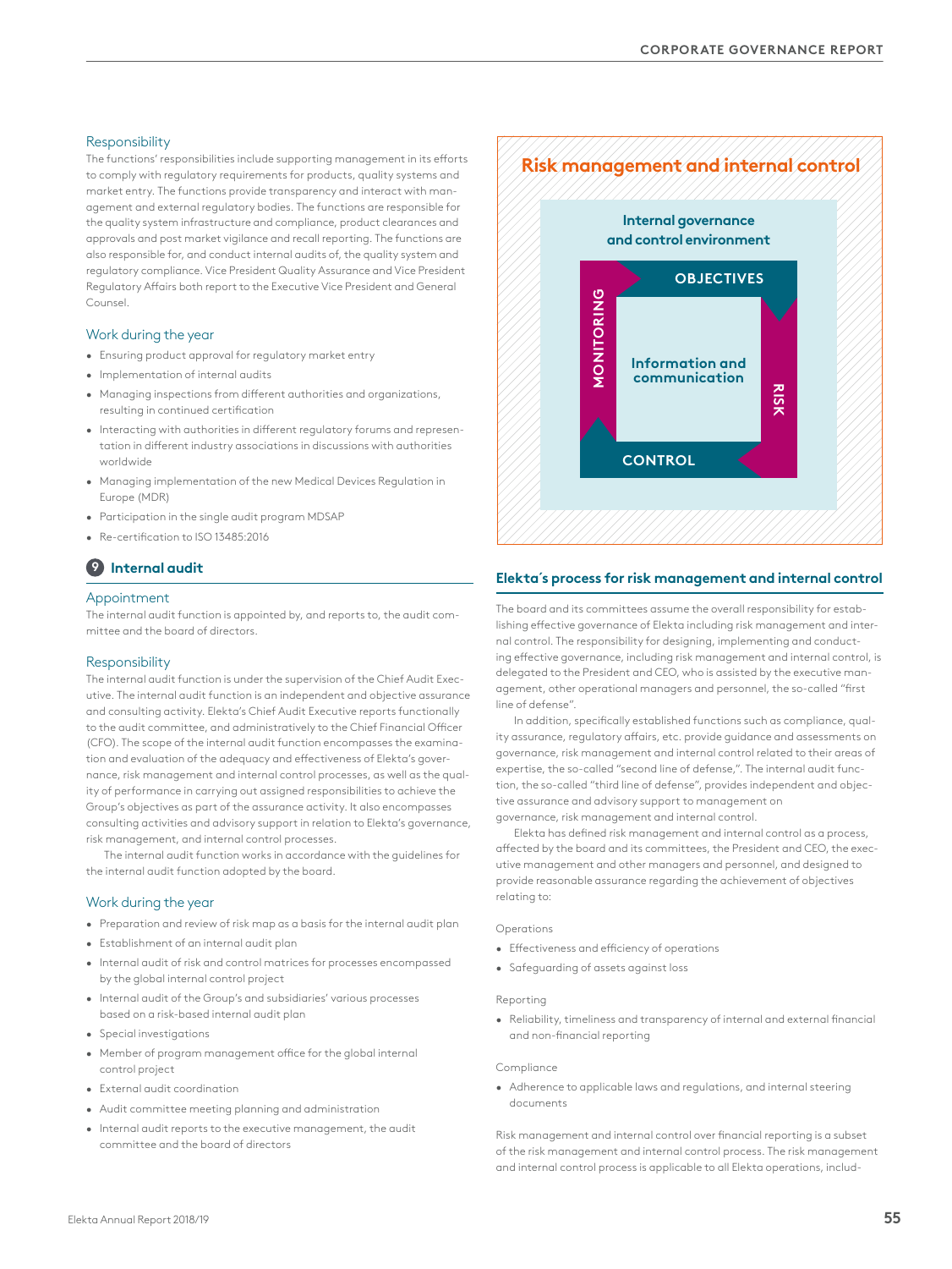### Responsibility

The functions' responsibilities include supporting management in its efforts to comply with regulatory requirements for products, quality systems and market entry. The functions provide transparency and interact with management and external regulatory bodies. The functions are responsible for the quality system infrastructure and compliance, product clearances and approvals and post market vigilance and recall reporting. The functions are also responsible for, and conduct internal audits of, the quality system and regulatory compliance. Vice President Quality Assurance and Vice President Regulatory Affairs both report to the Executive Vice President and General Counsel.

### Work during the year

- Ensuring product approval for regulatory market entry
- Implementation of internal audits
- Managing inspections from different authorities and organizations, resulting in continued certification
- Interacting with authorities in different regulatory forums and representation in different industry associations in discussions with authorities worldwide
- Managing implementation of the new Medical Devices Regulation in Europe (MDR)
- Participation in the single audit program MDSAP
- Re-certification to ISO 13485:2016

## 9 Internal audit

### Appointment

The internal audit function is appointed by, and reports to, the audit committee and the board of directors.

### Responsibility

The internal audit function is under the supervision of the Chief Audit Executive. The internal audit function is an independent and objective assurance and consulting activity. Elekta's Chief Audit Executive reports functionally to the audit committee, and administratively to the Chief Financial Officer (CFO). The scope of the internal audit function encompasses the examination and evaluation of the adequacy and effectiveness of Elekta's governance, risk management and internal control processes, as well as the quality of performance in carrying out assigned responsibilities to achieve the Group's objectives as part of the assurance activity. It also encompasses consulting activities and advisory support in relation to Elekta's governance, risk management, and internal control processes.

The internal audit function works in accordance with the guidelines for the internal audit function adopted by the board.

### Work during the year

- Preparation and review of risk map as a basis for the internal audit plan
- Establishment of an internal audit plan
- Internal audit of risk and control matrices for processes encompassed by the global internal control project
- Internal audit of the Group's and subsidiaries' various processes based on a risk-based internal audit plan
- Special investigations
- Member of program management office for the global internal control project
- External audit coordination
- Audit committee meeting planning and administration
- Internal audit reports to the executive management, the audit committee and the board of directors

## Risk management and internal control

Internal governance and control environment

OBJECTIVES

RISK

CONTROL

MONITORING

Information and communication

## Elekta´s process for risk management and internal control

The board and its committees assume the overall responsibility for establishing effective governance of Elekta including risk management and internal control. The responsibility for designing, implementing and conducting effective governance, including risk management and internal control, is delegated to the President and CEO, who is assisted by the executive management, other operational managers and personnel, the so-called "first line of defense".

In addition, specifically established functions such as compliance, quality assurance, regulatory affairs, etc. provide guidance and assessments on governance, risk management and internal control related to their areas of expertise, the so-called "second line of defense,". The internal audit function, the so-called "third line of defense", provides independent and objective assurance and advisory support to management on governance, risk management and internal control.

Elekta has defined risk management and internal control as a process, affected by the board and its committees, the President and CEO, the executive management and other managers and personnel, and designed to provide reasonable assurance regarding the achievement of objectives relating to:

Operations

- Effectiveness and efficiency of operations
- Safeguarding of assets against loss

Reporting

- Reliability, timeliness and transparency of internal and external financial and non-financial reporting

Compliance

- Adherence to applicable laws and regulations, and internal steering documents

Risk management and internal control over financial reporting is a subset of the risk management and internal control process. The risk management and internal control process is applicable to all Elekta operations, includ-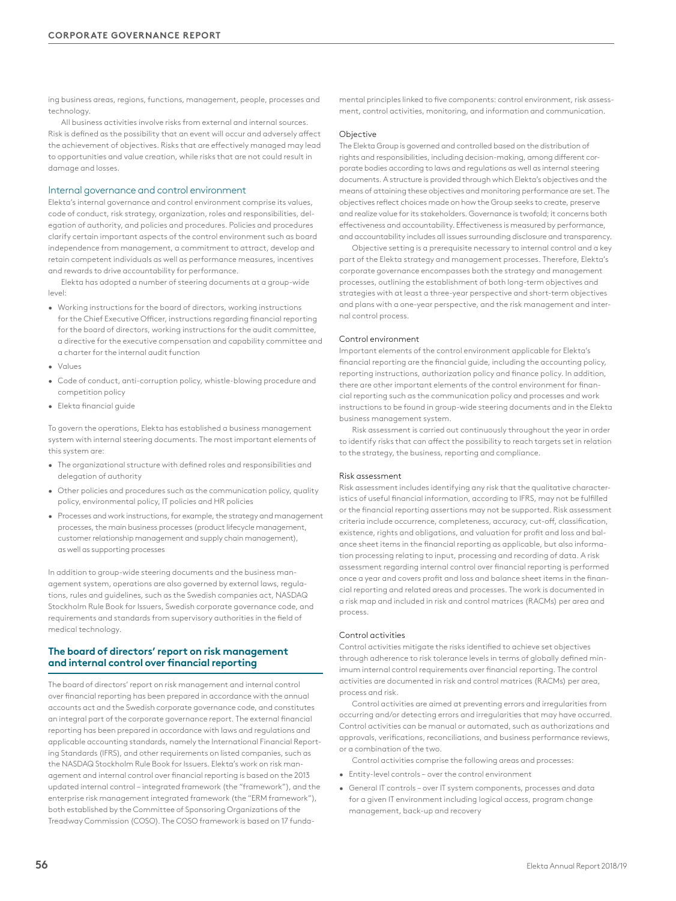ing business areas, regions, functions, management, people, processes and technology.

All business activities involve risks from external and internal sources. Risk is defined as the possibility that an event will occur and adversely affect the achievement of objectives. Risks that are effectively managed may lead to opportunities and value creation, while risks that are not could result in damage and losses.

### Internal governance and control environment

Elekta's internal governance and control environment comprise its values, code of conduct, risk strategy, organization, roles and responsibilities, delegation of authority, and policies and procedures. Policies and procedures clarify certain important aspects of the control environment such as board independence from management, a commitment to attract, develop and retain competent individuals as well as performance measures, incentives and rewards to drive accountability for performance.

Elekta has adopted a number of steering documents at a group-wide level:

- Working instructions for the board of directors, working instructions for the Chief Executive Officer, instructions regarding financial reporting for the board of directors, working instructions for the audit committee, a directive for the executive compensation and capability committee and a charter for the internal audit function
- Values
- Code of conduct, anti-corruption policy, whistle-blowing procedure and competition policy
- Elekta financial guide

To govern the operations, Elekta has established a business management system with internal steering documents. The most important elements of this system are:

- The organizational structure with defined roles and responsibilities and delegation of authority
- Other policies and procedures such as the communication policy, quality policy, environmental policy, IT policies and HR policies
- Processes and work instructions, for example, the strategy and management processes, the main business processes (product lifecycle management, customer relationship management and supply chain management), as well as supporting processes

In addition to group-wide steering documents and the business management system, operations are also governed by external laws, regulations, rules and guidelines, such as the Swedish companies act, NASDAQ Stockholm Rule Book for Issuers, Swedish corporate governance code, and requirements and standards from supervisory authorities in the field of medical technology.

## The board of directors' report on risk management and internal control over financial reporting

The board of directors' report on risk management and internal control over financial reporting has been prepared in accordance with the annual accounts act and the Swedish corporate governance code, and constitutes an integral part of the corporate governance report. The external financial reporting has been prepared in accordance with laws and regulations and applicable accounting standards, namely the International Financial Reporting Standards (IFRS), and other requirements on listed companies, such as the NASDAQ Stockholm Rule Book for Issuers. Elekta's work on risk management and internal control over financial reporting is based on the 2013 updated internal control – integrated framework (the "framework"), and the enterprise risk management integrated framework (the "ERM framework"), both established by the Committee of Sponsoring Organizations of the Treadway Commission (COSO). The COSO framework is based on 17 fundamental principles linked to five components: control environment, risk assessment, control activities, monitoring, and information and communication.

#### Objective

The Elekta Group is governed and controlled based on the distribution of rights and responsibilities, including decision-making, among different corporate bodies according to laws and regulations as well as internal steering documents. A structure is provided through which Elekta's objectives and the means of attaining these objectives and monitoring performance are set. The objectives reflect choices made on how the Group seeks to create, preserve and realize value for its stakeholders. Governance is twofold; it concerns both effectiveness and accountability. Effectiveness is measured by performance, and accountability includes all issues surrounding disclosure and transparency.

Objective setting is a prerequisite necessary to internal control and a key part of the Elekta strategy and management processes. Therefore, Elekta's corporate governance encompasses both the strategy and management processes, outlining the establishment of both long-term objectives and strategies with at least a three-year perspective and short-term objectives and plans with a one-year perspective, and the risk management and internal control process.

#### Control environment

Important elements of the control environment applicable for Elekta's financial reporting are the financial guide, including the accounting policy, reporting instructions, authorization policy and finance policy. In addition, there are other important elements of the control environment for financial reporting such as the communication policy and processes and work instructions to be found in group-wide steering documents and in the Elekta business management system.

Risk assessment is carried out continuously throughout the year in order to identify risks that can affect the possibility to reach targets set in relation to the strategy, the business, reporting and compliance.

#### Risk assessment

Risk assessment includes identifying any risk that the qualitative characteristics of useful financial information, according to IFRS, may not be fulfilled or the financial reporting assertions may not be supported. Risk assessment criteria include occurrence, completeness, accuracy, cut-off, classification, existence, rights and obligations, and valuation for profit and loss and balance sheet items in the financial reporting as applicable, but also information processing relating to input, processing and recording of data. A risk assessment regarding internal control over financial reporting is performed once a year and covers profit and loss and balance sheet items in the financial reporting and related areas and processes. The work is documented in a risk map and included in risk and control matrices (RACMs) per area and process.

#### Control activities

Control activities mitigate the risks identified to achieve set objectives through adherence to risk tolerance levels in terms of globally defined minimum internal control requirements over financial reporting. The control activities are documented in risk and control matrices (RACMs) per area, process and risk.

Control activities are aimed at preventing errors and irregularities from occurring and/or detecting errors and irregularities that may have occurred. Control activities can be manual or automated, such as authorizations and approvals, verifications, reconciliations, and business performance reviews, or a combination of the two.

Control activities comprise the following areas and processes:

- Entity-level controls – over the control environment
- General IT controls – over IT system components, processes and data for a given IT environment including logical access, program change management, back-up and recovery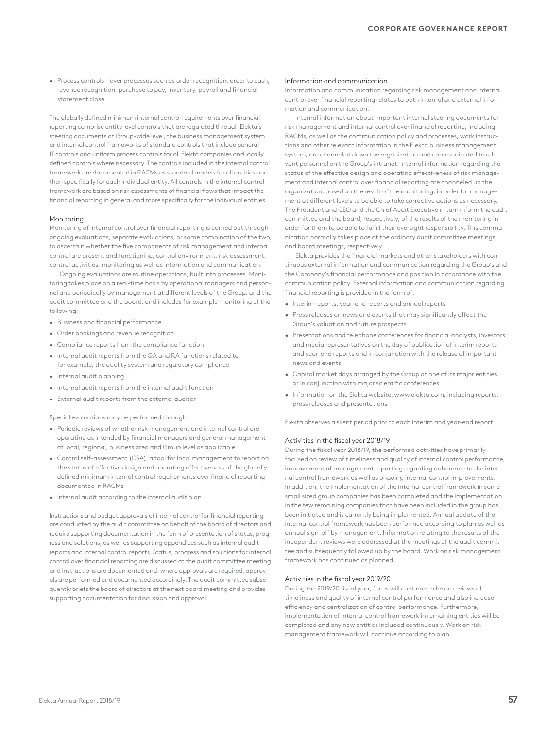- Process controls – over processes such as order recognition, order to cash, revenue recognition, purchase to pay, inventory, payroll and financial statement close.

The globally defined minimum internal control requirements over financial reporting comprise entity level controls that are regulated through Elekta's steering documents at Group-wide level, the business management system and internal control frameworks of standard controls that include general IT controls and uniform process controls for all Elekta companies and locally defined controls where necessary. The controls included in the internal control framework are documented in RACMs as standard models for all entities and then specifically for each individual entity. All controls in the internal control framework are based on risk assessments of financial flows that impact the financial reporting in general and more specifically for the individual entities.

### Monitoring

Monitoring of internal control over financial reporting is carried out through ongoing evaluations, separate evaluations, or some combination of the two, to ascertain whether the five components of risk management and internal control are present and functioning; control environment, risk assessment, control activities, monitoring as well as information and communication.

Ongoing evaluations are routine operations, built into processes. Monitoring takes place on a real-time basis by operational managers and personnel and periodically by management at different levels of the Group, and the audit committee and the board, and includes for example monitoring of the following:

- Business and financial performance
- Order bookings and revenue recognition
- Compliance reports from the compliance function
- Internal audit reports from the QA and RA functions related to, for example, the quality system and regulatory compliance
- Internal audit planning
- Internal audit reports from the internal audit function
- External audit reports from the external auditor

Special evaluations may be performed through:

- Periodic reviews of whether risk management and internal control are operating as intended by financial managers and general management at local, regional, business area and Group level as applicable
- Control self-assessment (CSA), a tool for local management to report on the status of effective design and operating effectiveness of the globally defined minimum internal control requirements over financial reporting documented in RACMs
- Internal audit according to the internal audit plan

Instructions and budget approvals of internal control for financial reporting are conducted by the audit committee on behalf of the board of directors and require supporting documentation in the form of presentation of status, progress and solutions, as well as supporting appendices such as internal audit reports and internal control reports. Status, progress and solutions for internal control over financial reporting are discussed at the audit committee meeting and instructions are documented and, where approvals are required, approvals are performed and documented accordingly. The audit committee subsequently briefs the board of directors at the next board meeting and provides supporting documentation for discussion and approval.

### Information and communication

Information and communication regarding risk management and internal control over financial reporting relates to both internal and external information and communication.

Internal information about important internal steering documents for risk management and internal control over financial reporting, including RACMs, as well as the communication policy and processes, work instructions and other relevant information in the Elekta business management system, are channeled down the organization and communicated to relevant personnel on the Group's intranet. Internal information regarding the status of the effective design and operating effectiveness of risk management and internal control over financial reporting are channeled up the organization, based on the result of the monitoring, in order for management at different levels to be able to take corrective actions as necessary. The President and CEO and the Chief Audit Executive in turn inform the audit committee and the board, respectively, of the results of the monitoring in order for them to be able to fulfill their oversight responsibility. This communication normally takes place at the ordinary audit committee meetings and board meetings, respectively.

Elekta provides the financial markets and other stakeholders with continuous external information and communication regarding the Group's and the Company's financial performance and position in accordance with the communication policy. External information and communication regarding financial reporting is provided in the form of:

- Interim reports, year-end reports and annual reports
- Press releases on news and events that may significantly affect the Group's valuation and future prospects
- Presentations and telephone conferences for financial analysts, investors and media representatives on the day of publication of interim reports and year-end reports and in conjunction with the release of important news and events
- Capital market days arranged by the Group at one of its major entities or in conjunction with major scientific conferences
- Information on the Elekta website: www.elekta.com, including reports, press releases and presentations

Elekta observes a silent period prior to each interim and year-end report.

### Activities in the fiscal year 2018/19

During the fiscal year 2018/19, the performed activities have primarily focused on review of timeliness and quality of internal control performance, improvement of management reporting regarding adherence to the internal control framework as well as ongoing internal control improvements. In addition, the implementation of the internal control framework in some small sized group companies has been completed and the implementation in the few remaining companies that have been included in the group has been initiated and is currently being implemented. Annual update of the internal control framework has been performed according to plan as well as annual sign-off by management. Information relating to the results of the independent reviews were addressed at the meetings of the audit committee and subsequently followed up by the board. Work on risk management framework has continued as planned.

### Activities in the fiscal year 2019/20

During the 2019/20 fiscal year, focus will continue to be on reviews of timeliness and quality of internal control performance and also increase efficiency and centralization of control performance. Furthermore, implementation of internal control framework in remaining entities will be completed and any new entities included continuously. Work on risk management framework will continue according to plan.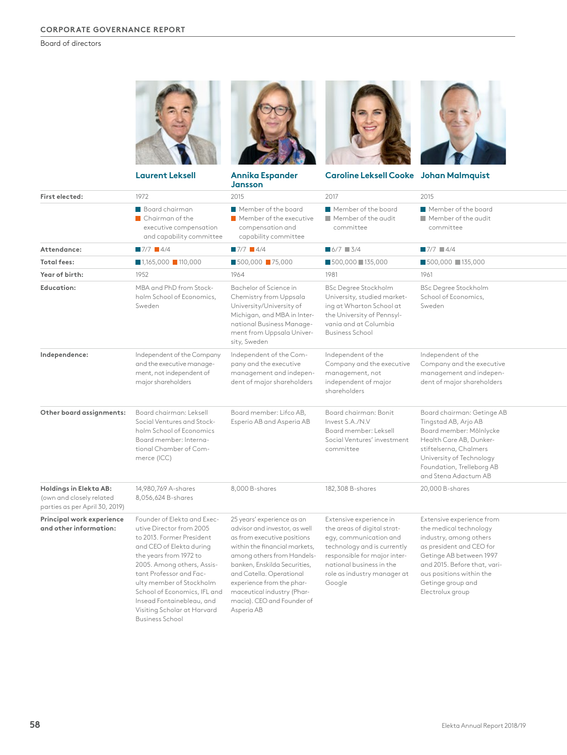## CORPORATE GOVERNANCE REPORT

Board of directors

| | Laurent Leksell | Annika Espander Jansson | Caroline Leksell Cooke | Johan Malmquist |
|---|---|---|---|---|
| **First elected:** | 1972 | 2015 | 2017 | 2015 |
| | Board chairman; Chairman of the executive compensation and capability committee | Member of the board; Member of the executive compensation and capability committee | Member of the board; Member of the audit committee | Member of the board; Member of the audit committee |
| **Attendance:** | 7/7 4/4 | 7/7 4/4 | 6/7 3/4 | 7/7 4/4 |
| **Total fees:** | 1,165,000 110,000 | 500,000 75,000 | 500,000 135,000 | 500,000 135,000 |
| **Year of birth:** | 1952 | 1964 | 1981 | 1961 |
| **Education:** | MBA and PhD from Stockholm School of Economics, Sweden | Bachelor of Science in Chemistry from Uppsala University/University of Michigan, and MBA in International Business Management from Uppsala University, Sweden | BSc Degree Stockholm University, studied marketing at Wharton School at the University of Pennsylvania and at Columbia Business School | BSc Degree Stockholm School of Economics, Sweden |
| **Independence:** | Independent of the Company and the executive management, not independent of major shareholders | Independent of the Company and the executive management and independent of major shareholders | Independent of the Company and the executive management, not independent of major shareholders | Independent of the Company and the executive management and independent of major shareholders |
| **Other board assignments:** | Board chairman: Leksell Social Ventures and Stockholm School of Economics Board member: International Chamber of Commerce (ICC) | Board member: Lifco AB, Esperio AB and Asperia AB | Board chairman: Bonit Invest S.A./N.V Board member: Leksell Social Ventures' investment committee | Board chairman: Getinge AB Tingstad AB, Arjo AB Board member: Mölnlycke Health Care AB, Dunkerstiftelserna, Chalmers University of Technology Foundation, Trelleborg AB and Stena Adactum AB |
| **Holdings in Elekta AB:** (own and closely related parties as per April 30, 2019) | 14,980,769 A-shares 8,056,624 B-shares | 8,000 B-shares | 182,308 B-shares | 20,000 B-shares |
| **Principal work experience and other information:** | Founder of Elekta and Executive Director from 2005 to 2013. Former President and CEO of Elekta during the years from 1972 to 2005. Among others, Assistant Professor and Faculty member of Stockholm School of Economics, IFL and Insead Fontainebleau, and Visiting Scholar at Harvard Business School | 25 years' experience as an advisor and investor, as well as from executive positions within the financial markets, among others from Handelsbanken, Enskilda Securities, and Catella. Operational experience from the pharmaceutical industry (Pharmacia). CEO and Founder of Asperia AB | Extensive experience in the areas of digital strategy, communication and technology and is currently responsible for major international business in the role as industry manager at Google | Extensive experience from the medical technology industry, among others as president and CEO for Getinge AB between 1997 and 2015. Before that, various positions within the Getinge group and Electrolux group |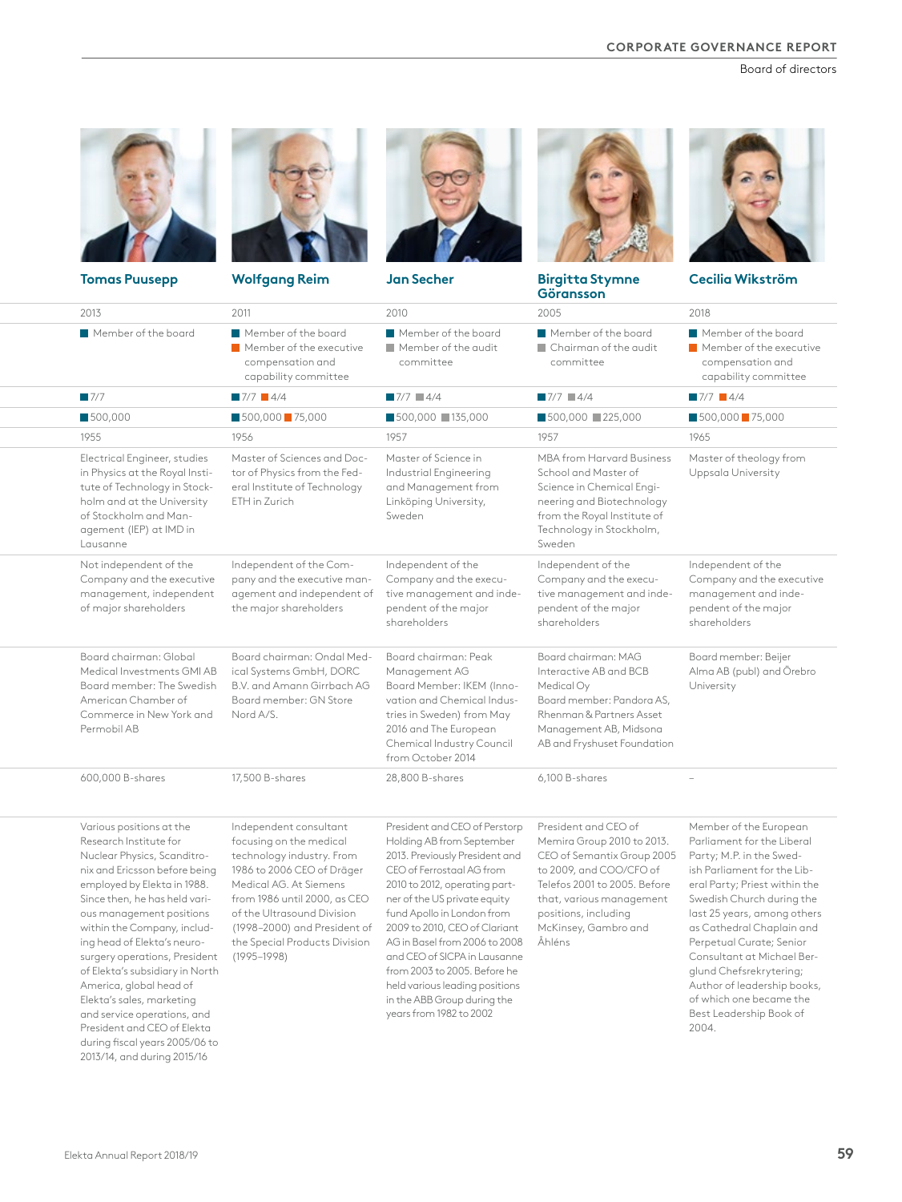| Tomas Puusepp | Wolfgang Reim | Jan Secher | Birgitta Stymne Göransson | Cecilia Wikström |
|---|---|---|---|---|
| 2013 | 2011 | 2010 | 2005 | 2018 |
| Member of the board | Member of the board<br>Member of the executive compensation and capability committee | Member of the board<br>Member of the audit committee | Member of the board<br>Chairman of the audit committee | Member of the board<br>Member of the executive compensation and capability committee |
| 7/7 | 7/7 4/4 | 7/7 4/4 | 7/7 4/4 | 7/7 4/4 |
| 500,000 | 500,000 75,000 | 500,000 135,000 | 500,000 225,000 | 500,000 75,000 |
| 1955 | 1956 | 1957 | 1957 | 1965 |
| Electrical Engineer, studies in Physics at the Royal Institute of Technology in Stockholm and at the University of Stockholm and Management (IEP) at IMD in Lausanne | Master of Sciences and Doctor of Physics from the Federal Institute of Technology ETH in Zurich | Master of Science in Industrial Engineering and Management from Linköping University, Sweden | MBA from Harvard Business School and Master of Science in Chemical Engineering and Biotechnology from the Royal Institute of Technology in Stockholm, Sweden | Master of theology from Uppsala University |
| Not independent of the Company and the executive management, independent of major shareholders | Independent of the Company and the executive management and independent of the major shareholders | Independent of the Company and the executive management and independent of the major shareholders | Independent of the Company and the executive management and independent of the major shareholders | Independent of the Company and the executive management and independent of the major shareholders |
| Board chairman: Global Medical Investments GMI AB<br>Board member: The Swedish American Chamber of Commerce in New York and Permobil AB | Board chairman: Ondal Medical Systems GmbH, DORC B.V. and Amann Girrbach AG<br>Board member: GN Store Nord A/S. | Board chairman: Peak Management AG<br>Board Member: IKEM (Innovation and Chemical Industries in Sweden) from May 2016 and The European Chemical Industry Council from October 2014 | Board chairman: MAG Interactive AB and BCB Medical Oy<br>Board member: Pandora AS, Rhenman & Partners Asset Management AB, Midsona AB and Fryshuset Foundation | Board member: Beijer Alma AB (publ) and Örebro University |
| 600,000 B-shares | 17,500 B-shares | 28,800 B-shares | 6,100 B-shares | – |
| Various positions at the Research Institute for Nuclear Physics, Scanditronix and Ericsson before being employed by Elekta in 1988. Since then, he has held various management positions within the Company, including head of Elekta's neurosurgery operations, President of Elekta's subsidiary in North America, global head of Elekta's sales, marketing and service operations, and President and CEO of Elekta during fiscal years 2005/06 to 2013/14, and during 2015/16 | Independent consultant focusing on the medical technology industry. From 1986 to 2006 CEO of Dräger Medical AG. At Siemens from 1986 until 2000, as CEO of the Ultrasound Division (1998–2000) and President of the Special Products Division (1995–1998) | President and CEO of Perstorp Holding AB from September 2013. Previously President and CEO of Ferrostaal AG from 2010 to 2012, operating partner of the US private equity fund Apollo in London from 2009 to 2010, CEO of Clariant AG in Basel from 2006 to 2008 and CEO of SICPA in Lausanne from 2003 to 2005. Before he held various leading positions in the ABB Group during the years from 1982 to 2002 | President and CEO of Memira Group 2010 to 2013. CEO of Semantix Group 2005 to 2009, and COO/CFO of Telefos 2001 to 2005. Before that, various management positions, including McKinsey, Gambro and Åhléns | Member of the European Parliament for the Liberal Party; M.P. in the Swedish Parliament for the Liberal Party; Priest within the Swedish Church during the last 25 years, among others as Cathedral Chaplain and Perpetual Curate; Senior Consultant at Michael Berglund Chefsrekrytering; Author of leadership books, of which one became the Best Leadership Book of 2004. |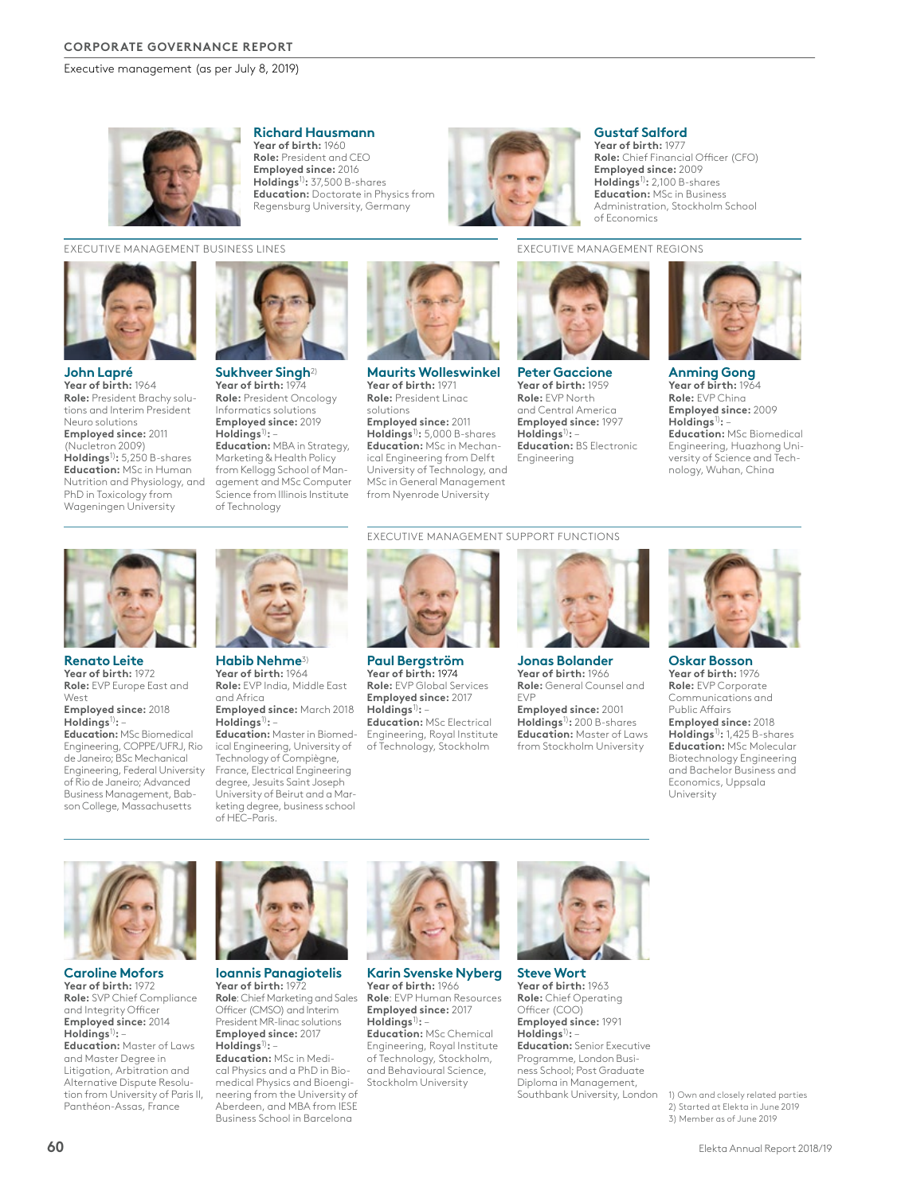## CORPORATE GOVERNANCE REPORT

Executive management (as per July 8, 2019)

**Richard Hausmann**
**Year of birth:** 1960
**Role:** President and CEO
**Employed since:** 2016
**Holdings**[1]**:** 37,500 B-shares
**Education:** Doctorate in Physics from Regensburg University, Germany

**Gustaf Salford**
**Year of birth:** 1977
**Role:** Chief Financial Officer (CFO)
**Employed since:** 2009
**Holdings**[1]**:** 2,100 B-shares
**Education:** MSc in Business Administration, Stockholm School of Economics

### EXECUTIVE MANAGEMENT BUSINESS LINES

**John Lapré**
**Year of birth:** 1964
**Role:** President Brachy solutions and Interim President Neuro solutions
**Employed since:** 2011 (Nucletron 2009)
**Holdings**[1]**:** 5,250 B-shares
**Education:** MSc in Human Nutrition and Physiology, and PhD in Toxicology from Wageningen University

**Sukhveer Singh**[2]
**Year of birth:** 1974
**Role:** President Oncology Informatics solutions
**Employed since:** 2019
**Holdings**[1]**:** –
**Education:** MBA in Strategy, Marketing & Health Policy from Kellogg School of Management and MSc Computer Science from Illinois Institute of Technology

**Maurits Wolleswinkel**
**Year of birth:** 1971
**Role:** President Linac solutions
**Employed since:** 2011
**Holdings**[1]**:** 5,000 B-shares
**Education:** MSc in Mechanical Engineering from Delft University of Technology, and MSc in General Management from Nyenrode University

### EXECUTIVE MANAGEMENT REGIONS

**Peter Gaccione**
**Year of birth:** 1959
**Role:** EVP North and Central America
**Employed since:** 1997
**Holdings**[1]**:** –
**Education:** BS Electronic Engineering

**Anming Gong**
**Year of birth:** 1964
**Role:** EVP China
**Employed since:** 2009
**Holdings**[1]**:** –
**Education:** MSc Biomedical Engineering, Huazhong University of Science and Technology, Wuhan, China

**Renato Leite**
**Year of birth:** 1972
**Role:** EVP Europe East and West
**Employed since:** 2018
**Holdings**[1]**:** –
**Education:** MSc Biomedical Engineering, COPPE/UFRJ, Rio de Janeiro; BSc Mechanical Engineering, Federal University of Rio de Janeiro; Advanced Business Management, Babson College, Massachusetts

**Habib Nehme**[3]
**Year of birth:** 1964
**Role:** EVP India, Middle East and Africa
**Employed since:** March 2018
**Holdings**[1]**:** –
**Education:** Master in Biomedical Engineering, University of Technology of Compiègne, France, Electrical Engineering degree, Jesuits Saint Joseph University of Beirut and a Marketing degree, business school of HEC–Paris.

### EXECUTIVE MANAGEMENT SUPPORT FUNCTIONS

**Paul Bergström**
**Year of birth:** 1974
**Role:** EVP Global Services
**Employed since:** 2017
**Holdings**[1]**:** –
**Education:** MSc Electrical Engineering, Royal Institute of Technology, Stockholm

**Jonas Bolander**
**Year of birth:** 1966
**Role:** General Counsel and EVP
**Employed since:** 2001
**Holdings**[1]**:** 200 B-shares
**Education:** Master of Laws from Stockholm University

**Oskar Bosson**
**Year of birth:** 1976
**Role:** EVP Corporate Communications and Public Affairs
**Employed since:** 2018
**Holdings**[1]**:** 1,425 B-shares
**Education:** MSc Molecular Biotechnology Engineering and Bachelor Business and Economics, Uppsala University

**Caroline Mofors**
**Year of birth:** 1972
**Role:** SVP Chief Compliance and Integrity Officer
**Employed since:** 2014
**Holdings**[1]**:** –
**Education:** Master of Laws and Master Degree in Litigation, Arbitration and Alternative Dispute Resolution from University of Paris II, Panthéon-Assas, France

**Ioannis Panagiotelis**
**Year of birth:** 1972
**Role** Chief Marketing and Sales Officer (CMSO) and Interim President MR-linac solutions
**Employed since:** 2017
**Holdings**[1]**:** –
**Education:** MSc in Medical Physics and a PhD in Biomedical Physics and Bioengineering from the University of Aberdeen, and MBA from IESE Business School in Barcelona

**Karin Svenske Nyberg**
**Year of birth:** 1966
**Role**: EVP Human Resources
**Employed since:** 2017
**Holdings**[1]**:** –
**Education:** MSc Chemical Engineering, Royal Institute of Technology, Stockholm, and Behavioural Science, Stockholm University

**Steve Wort**
**Year of birth:** 1963
**Role:** Chief Operating Officer (COO)
**Employed since:** 1991
**Holdings**[1]**:** –
**Education:** Senior Executive Programme, London Business School; Post Graduate Diploma in Management, Southbank University, London

1) Own and closely related parties
2) Started at Elekta in June 2019
3) Member as of June 2019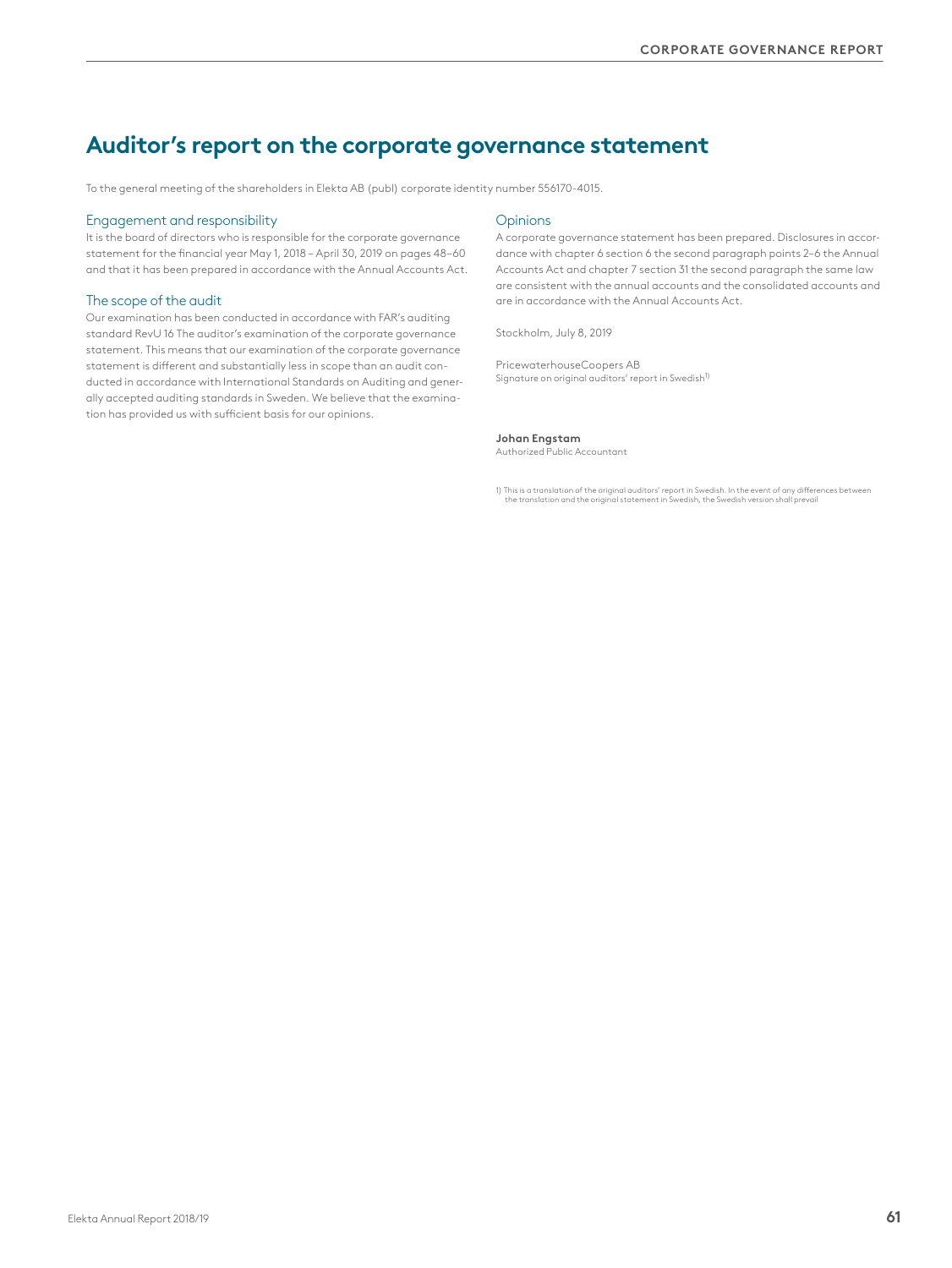# Auditor's report on the corporate governance statement

To the general meeting of the shareholders in Elekta AB (publ) corporate identity number 556170-4015.

## Engagement and responsibility

It is the board of directors who is responsible for the corporate governance statement for the financial year May 1, 2018 – April 30, 2019 on pages 48–60 and that it has been prepared in accordance with the Annual Accounts Act.

## The scope of the audit

Our examination has been conducted in accordance with FAR's auditing standard RevU 16 The auditor's examination of the corporate governance statement. This means that our examination of the corporate governance statement is different and substantially less in scope than an audit conducted in accordance with International Standards on Auditing and generally accepted auditing standards in Sweden. We believe that the examination has provided us with sufficient basis for our opinions.

## Opinions

A corporate governance statement has been prepared. Disclosures in accordance with chapter 6 section 6 the second paragraph points 2–6 the Annual Accounts Act and chapter 7 section 31 the second paragraph the same law are consistent with the annual accounts and the consolidated accounts and are in accordance with the Annual Accounts Act.

Stockholm, July 8, 2019

PricewaterhouseCoopers AB
Signature on original auditors' report in Swedish[1)]

**Johan Engstam**
Authorized Public Accountant

1) This is a translation of the original auditors' report in Swedish. In the event of any differences between the translation and the original statement in Swedish, the Swedish version shall prevail